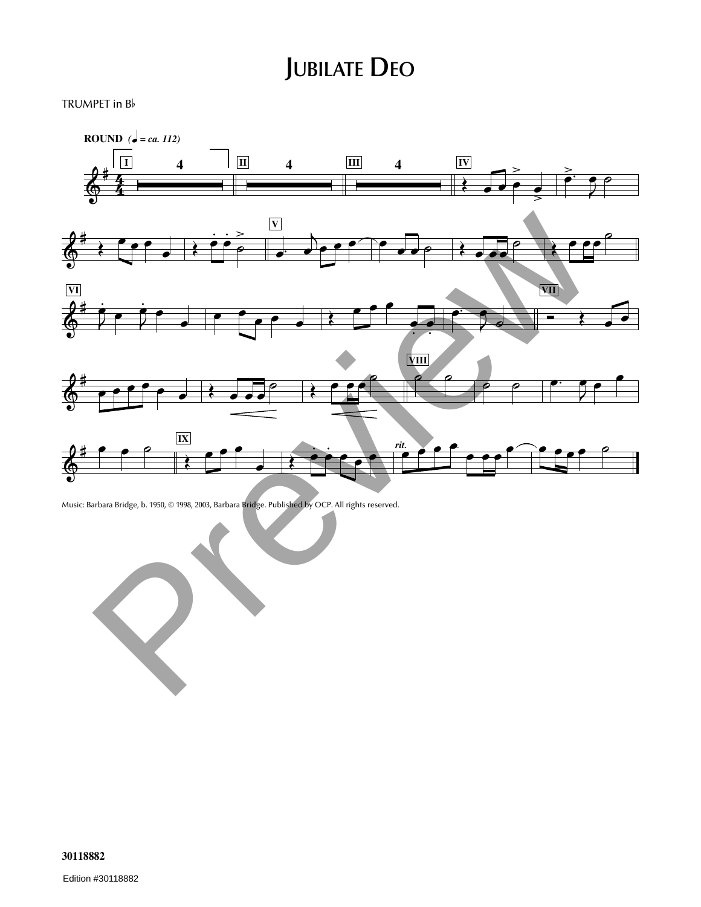# JUBILATE DEO

TRUMPET in B♭

Music: Barbara Bridge, b. 1950, © 1998, 2003, Barbara Bridge. Published by OCP. All rights reserved.

30118882

Edition #30118882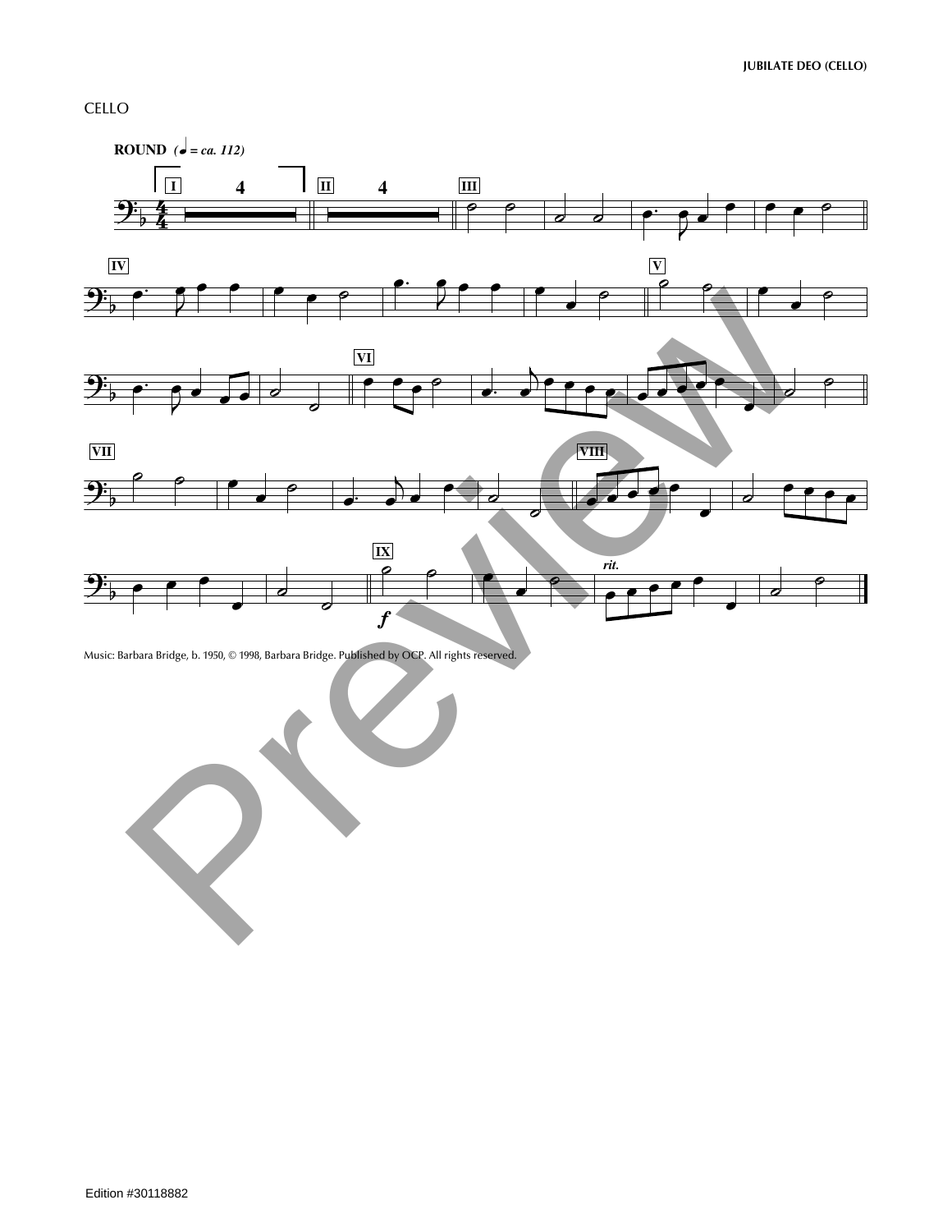CELLO

ROUND (♩ = ca. 112)

Music: Barbara Bridge, b. 1950, © 1998, Barbara Bridge. Published by OCP. All rights reserved.

Edition #30118882